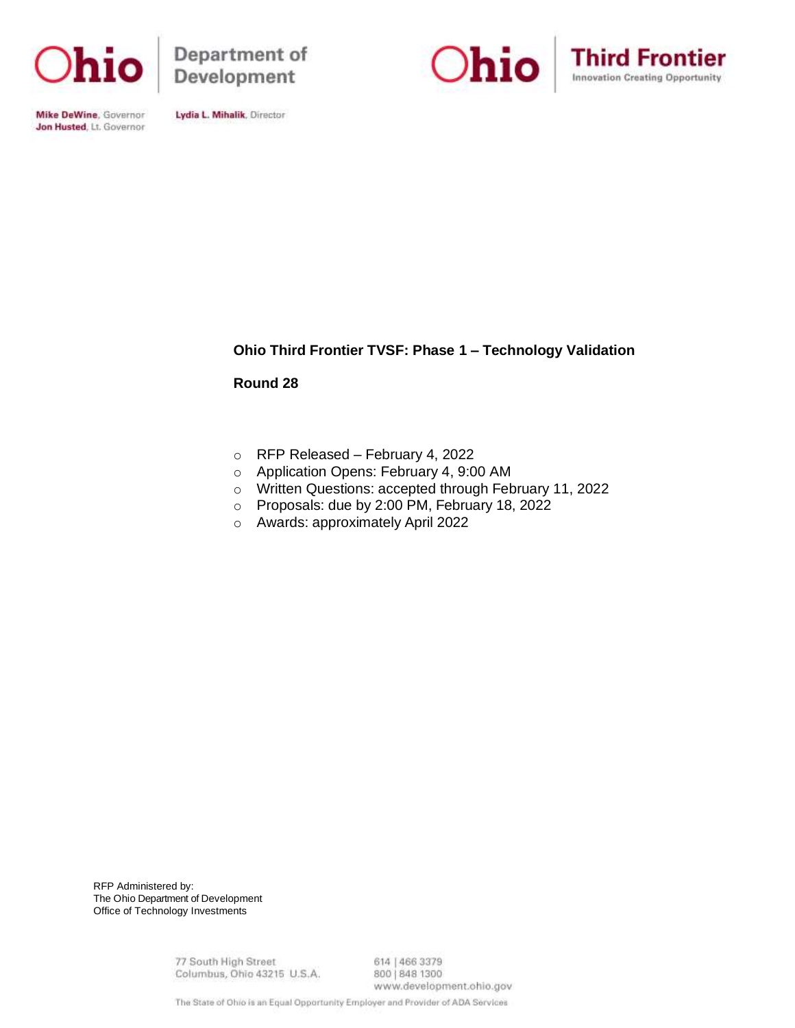Ohio Department of Development

Ohio Third Frontier
Innovation Creating Opportunity

**Mike DeWine**, Governor
**Jon Husted**, Lt. Governor

**Lydia L. Mihalik**, Director

# Ohio Third Frontier TVSF: Phase 1 – Technology Validation

## Round 28

- RFP Released – February 4, 2022
- Application Opens: February 4, 9:00 AM
- Written Questions: accepted through February 11, 2022
- Proposals: due by 2:00 PM, February 18, 2022
- Awards: approximately April 2022

RFP Administered by:
The Ohio Department of Development
Office of Technology Investments

77 South High Street
Columbus, Ohio 43215 U.S.A.

614 | 466 3379
800 | 848 1300
www.development.ohio.gov

The State of Ohio is an Equal Opportunity Employer and Provider of ADA Services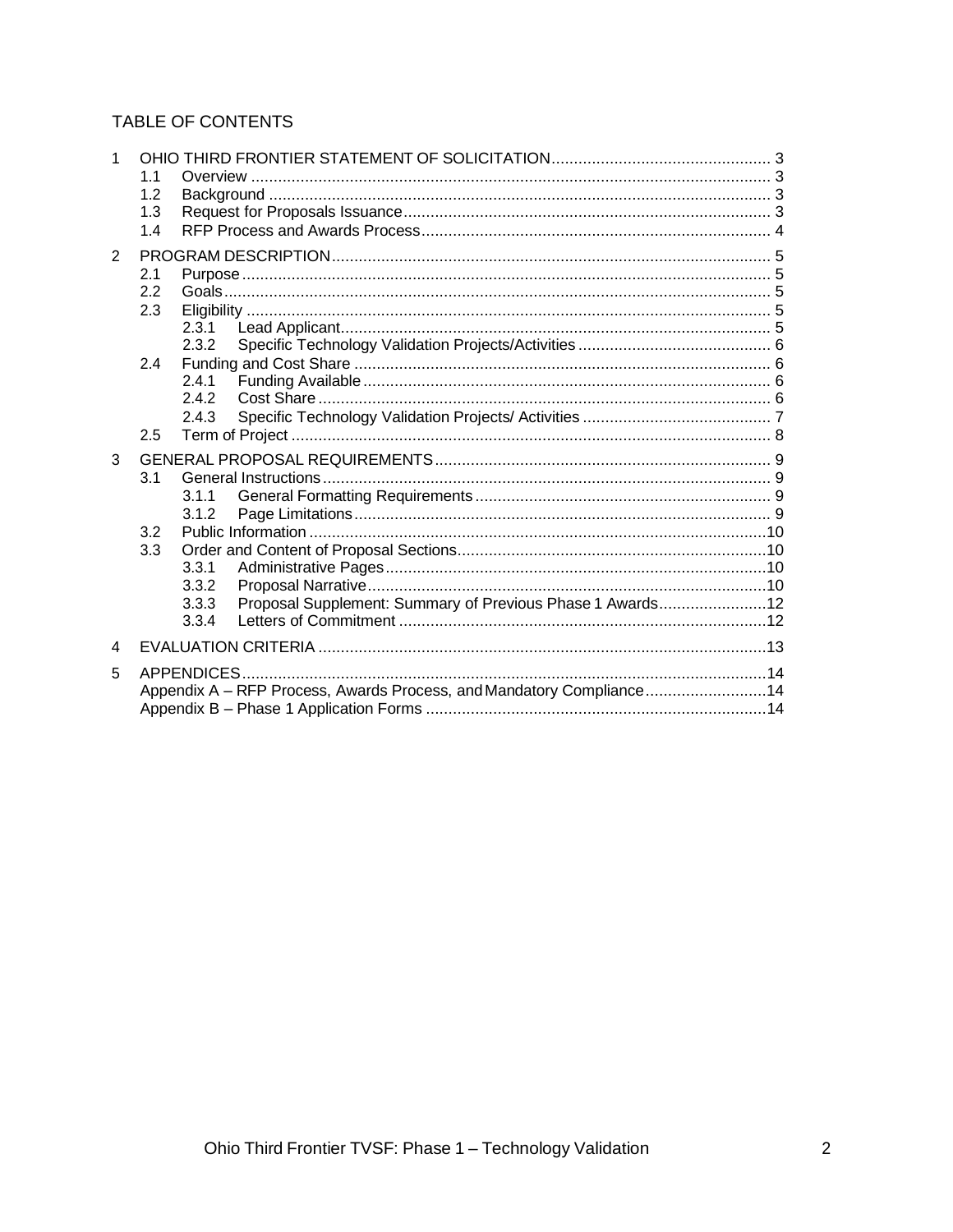## TABLE OF CONTENTS

1 OHIO THIRD FRONTIER STATEMENT OF SOLICITATION ..... 3
- 1.1 Overview ..... 3
- 1.2 Background ..... 3
- 1.3 Request for Proposals Issuance ..... 3
- 1.4 RFP Process and Awards Process ..... 4

2 PROGRAM DESCRIPTION ..... 5
- 2.1 Purpose ..... 5
- 2.2 Goals ..... 5
- 2.3 Eligibility ..... 5
  - 2.3.1 Lead Applicant ..... 5
  - 2.3.2 Specific Technology Validation Projects/Activities ..... 6
- 2.4 Funding and Cost Share ..... 6
  - 2.4.1 Funding Available ..... 6
  - 2.4.2 Cost Share ..... 6
  - 2.4.3 Specific Technology Validation Projects/ Activities ..... 7
- 2.5 Term of Project ..... 8

3 GENERAL PROPOSAL REQUIREMENTS ..... 9
- 3.1 General Instructions ..... 9
  - 3.1.1 General Formatting Requirements ..... 9
  - 3.1.2 Page Limitations ..... 9
- 3.2 Public Information ..... 10
- 3.3 Order and Content of Proposal Sections ..... 10
  - 3.3.1 Administrative Pages ..... 10
  - 3.3.2 Proposal Narrative ..... 10
  - 3.3.3 Proposal Supplement: Summary of Previous Phase 1 Awards ..... 12
  - 3.3.4 Letters of Commitment ..... 12

4 EVALUATION CRITERIA ..... 13

5 APPENDICES ..... 14
- Appendix A – RFP Process, Awards Process, and Mandatory Compliance ..... 14
- Appendix B – Phase 1 Application Forms ..... 14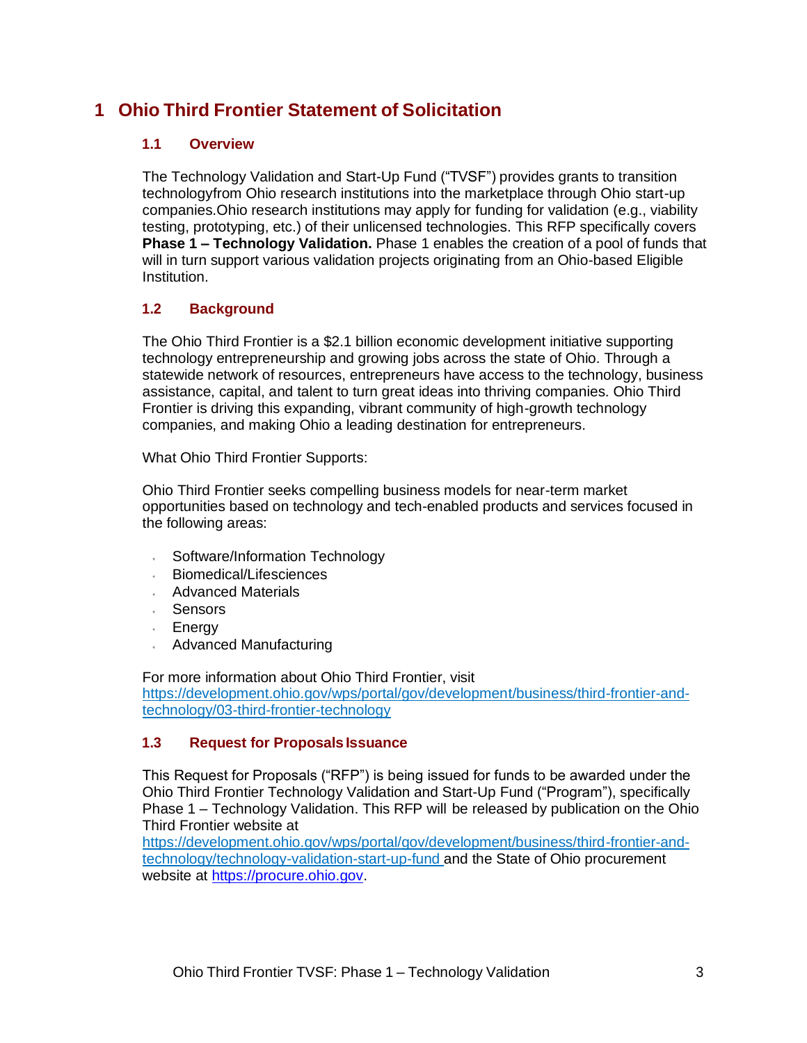# 1 Ohio Third Frontier Statement of Solicitation

## 1.1 Overview

The Technology Validation and Start-Up Fund ("TVSF") provides grants to transition technologyfrom Ohio research institutions into the marketplace through Ohio start-up companies.Ohio research institutions may apply for funding for validation (e.g., viability testing, prototyping, etc.) of their unlicensed technologies. This RFP specifically covers **Phase 1 – Technology Validation.** Phase 1 enables the creation of a pool of funds that will in turn support various validation projects originating from an Ohio-based Eligible Institution.

## 1.2 Background

The Ohio Third Frontier is a $2.1 billion economic development initiative supporting technology entrepreneurship and growing jobs across the state of Ohio. Through a statewide network of resources, entrepreneurs have access to the technology, business assistance, capital, and talent to turn great ideas into thriving companies. Ohio Third Frontier is driving this expanding, vibrant community of high-growth technology companies, and making Ohio a leading destination for entrepreneurs.

What Ohio Third Frontier Supports:

Ohio Third Frontier seeks compelling business models for near-term market opportunities based on technology and tech-enabled products and services focused in the following areas:

- Software/Information Technology
- Biomedical/Lifesciences
- Advanced Materials
- Sensors
- Energy
- Advanced Manufacturing

For more information about Ohio Third Frontier, visit [https://development.ohio.gov/wps/portal/gov/development/business/third-frontier-and-technology/03-third-frontier-technology](https://development.ohio.gov/wps/portal/gov/development/business/third-frontier-and-technology/03-third-frontier-technology)

## 1.3 Request for Proposals Issuance

This Request for Proposals ("RFP") is being issued for funds to be awarded under the Ohio Third Frontier Technology Validation and Start-Up Fund ("Program"), specifically Phase 1 – Technology Validation. This RFP will be released by publication on the Ohio Third Frontier website at [https://development.ohio.gov/wps/portal/gov/development/business/third-frontier-and-technology/technology-validation-start-up-fund](https://development.ohio.gov/wps/portal/gov/development/business/third-frontier-and-technology/technology-validation-start-up-fund) and the State of Ohio procurement website at [https://procure.ohio.gov](https://procure.ohio.gov).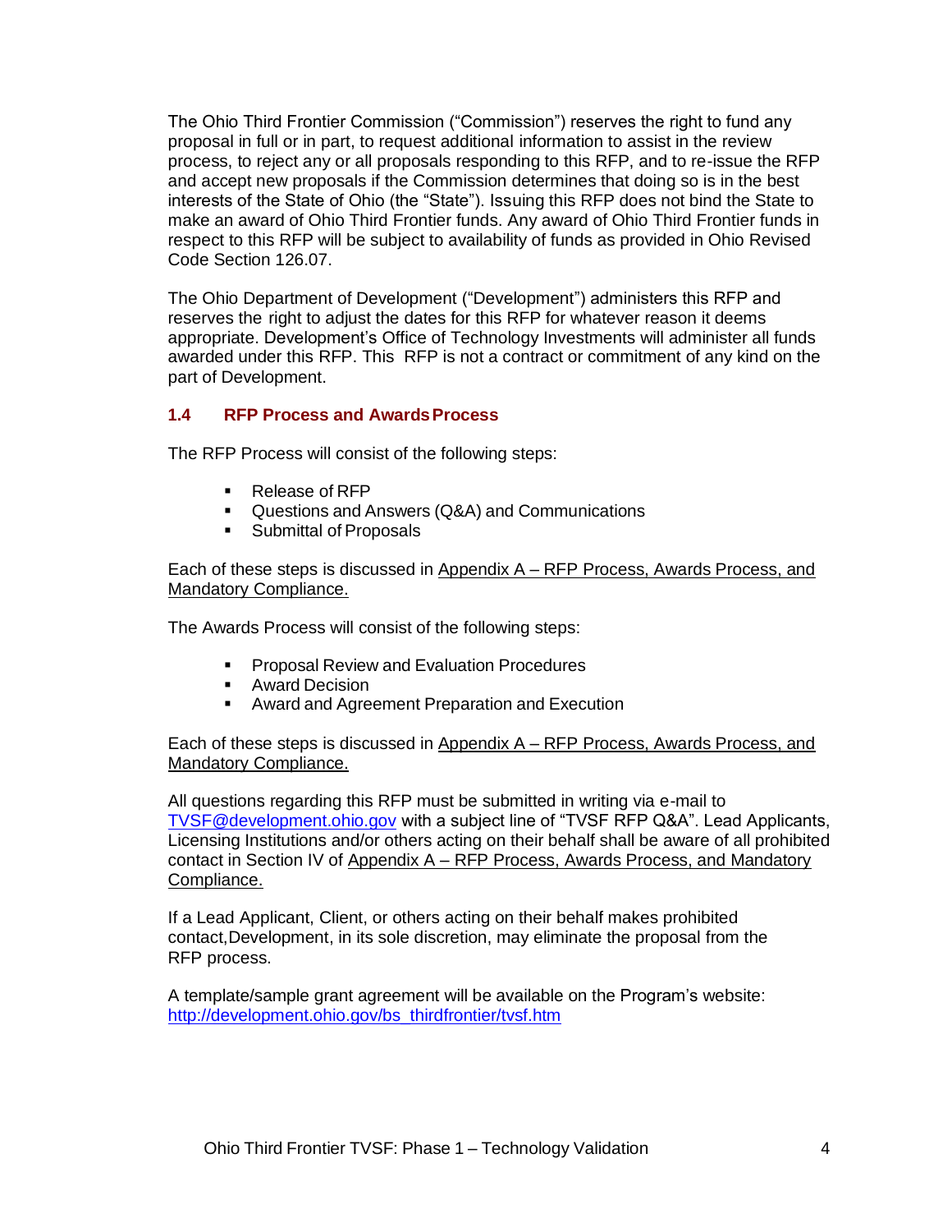The Ohio Third Frontier Commission ("Commission") reserves the right to fund any proposal in full or in part, to request additional information to assist in the review process, to reject any or all proposals responding to this RFP, and to re-issue the RFP and accept new proposals if the Commission determines that doing so is in the best interests of the State of Ohio (the "State"). Issuing this RFP does not bind the State to make an award of Ohio Third Frontier funds. Any award of Ohio Third Frontier funds in respect to this RFP will be subject to availability of funds as provided in Ohio Revised Code Section 126.07.

The Ohio Department of Development ("Development") administers this RFP and reserves the right to adjust the dates for this RFP for whatever reason it deems appropriate. Development's Office of Technology Investments will administer all funds awarded under this RFP. This RFP is not a contract or commitment of any kind on the part of Development.

### 1.4 RFP Process and Awards Process

The RFP Process will consist of the following steps:

- Release of RFP
- Questions and Answers (Q&A) and Communications
- Submittal of Proposals

Each of these steps is discussed in Appendix A – RFP Process, Awards Process, and Mandatory Compliance.

The Awards Process will consist of the following steps:

- Proposal Review and Evaluation Procedures
- Award Decision
- Award and Agreement Preparation and Execution

Each of these steps is discussed in Appendix A – RFP Process, Awards Process, and Mandatory Compliance.

All questions regarding this RFP must be submitted in writing via e-mail to TVSF@development.ohio.gov with a subject line of "TVSF RFP Q&A". Lead Applicants, Licensing Institutions and/or others acting on their behalf shall be aware of all prohibited contact in Section IV of Appendix A – RFP Process, Awards Process, and Mandatory Compliance.

If a Lead Applicant, Client, or others acting on their behalf makes prohibited contact, Development, in its sole discretion, may eliminate the proposal from the RFP process.

A template/sample grant agreement will be available on the Program's website: http://development.ohio.gov/bs_thirdfrontier/tvsf.htm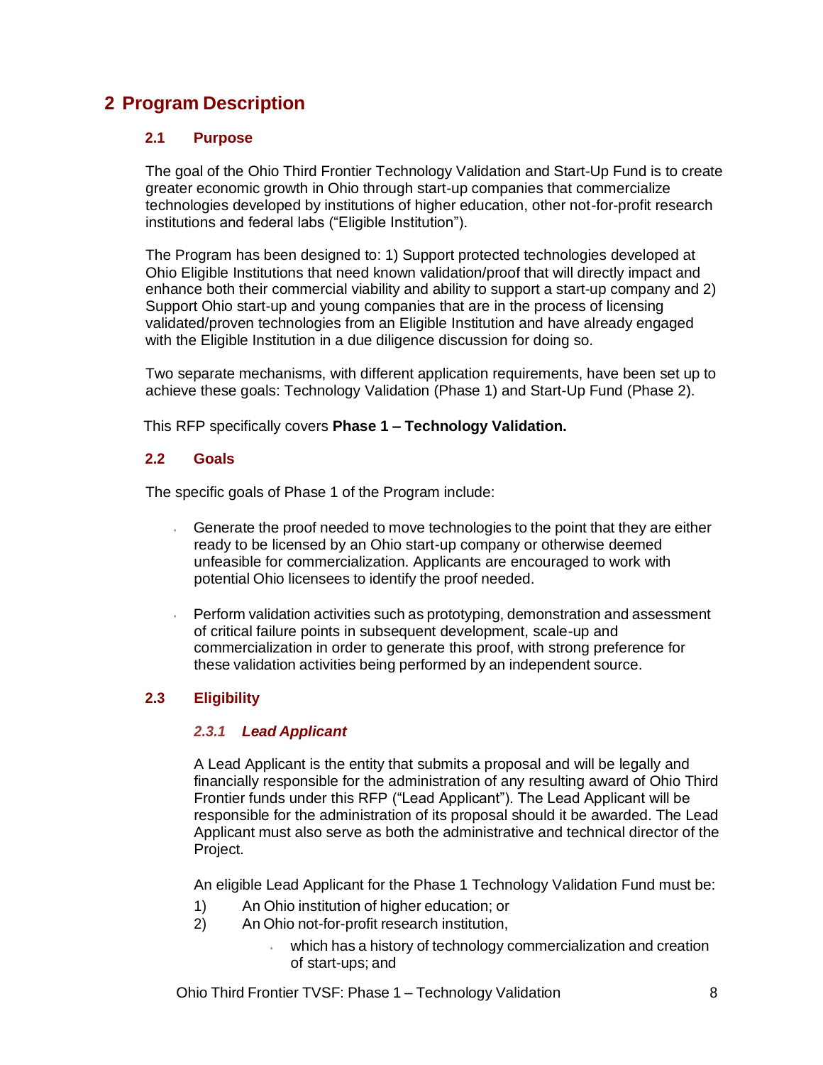# 2 Program Description

## 2.1 Purpose

The goal of the Ohio Third Frontier Technology Validation and Start-Up Fund is to create greater economic growth in Ohio through start-up companies that commercialize technologies developed by institutions of higher education, other not-for-profit research institutions and federal labs ("Eligible Institution").

The Program has been designed to: 1) Support protected technologies developed at Ohio Eligible Institutions that need known validation/proof that will directly impact and enhance both their commercial viability and ability to support a start-up company and 2) Support Ohio start-up and young companies that are in the process of licensing validated/proven technologies from an Eligible Institution and have already engaged with the Eligible Institution in a due diligence discussion for doing so.

Two separate mechanisms, with different application requirements, have been set up to achieve these goals: Technology Validation (Phase 1) and Start-Up Fund (Phase 2).

This RFP specifically covers **Phase 1 – Technology Validation.**

## 2.2 Goals

The specific goals of Phase 1 of the Program include:

- Generate the proof needed to move technologies to the point that they are either ready to be licensed by an Ohio start-up company or otherwise deemed unfeasible for commercialization. Applicants are encouraged to work with potential Ohio licensees to identify the proof needed.
- Perform validation activities such as prototyping, demonstration and assessment of critical failure points in subsequent development, scale-up and commercialization in order to generate this proof, with strong preference for these validation activities being performed by an independent source.

## 2.3 Eligibility

### *2.3.1 Lead Applicant*

A Lead Applicant is the entity that submits a proposal and will be legally and financially responsible for the administration of any resulting award of Ohio Third Frontier funds under this RFP ("Lead Applicant"). The Lead Applicant will be responsible for the administration of its proposal should it be awarded. The Lead Applicant must also serve as both the administrative and technical director of the Project.

An eligible Lead Applicant for the Phase 1 Technology Validation Fund must be:

1) An Ohio institution of higher education; or
2) An Ohio not-for-profit research institution,
    - which has a history of technology commercialization and creation of start-ups; and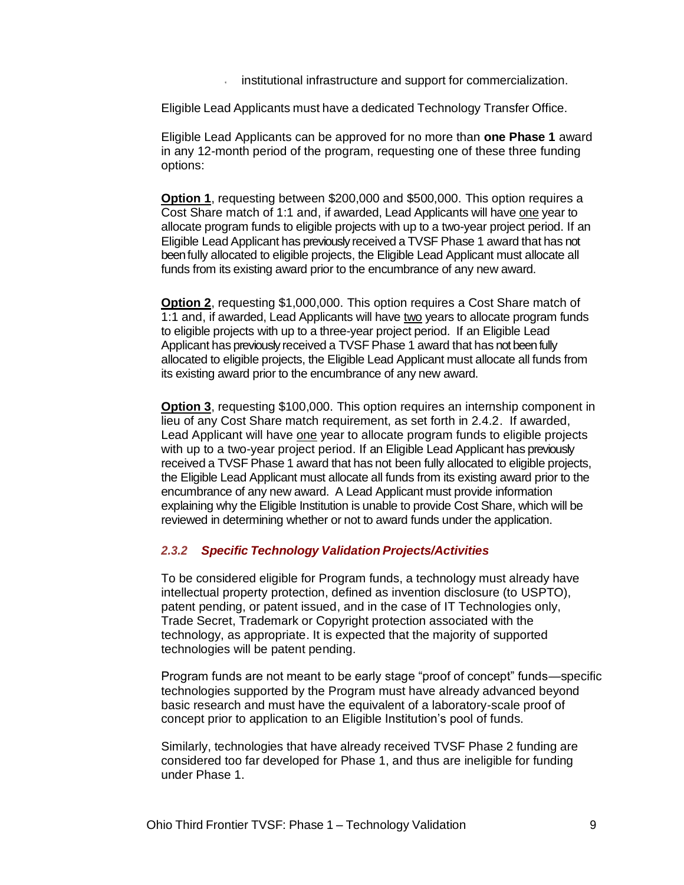- institutional infrastructure and support for commercialization.

Eligible Lead Applicants must have a dedicated Technology Transfer Office.

Eligible Lead Applicants can be approved for no more than **one Phase 1** award in any 12-month period of the program, requesting one of these three funding options:

**Option 1**, requesting between $200,000 and $500,000. This option requires a Cost Share match of 1:1 and, if awarded, Lead Applicants will have one year to allocate program funds to eligible projects with up to a two-year project period. If an Eligible Lead Applicant has previously received a TVSF Phase 1 award that has not been fully allocated to eligible projects, the Eligible Lead Applicant must allocate all funds from its existing award prior to the encumbrance of any new award.

**Option 2**, requesting $1,000,000. This option requires a Cost Share match of 1:1 and, if awarded, Lead Applicants will have two years to allocate program funds to eligible projects with up to a three-year project period. If an Eligible Lead Applicant has previously received a TVSF Phase 1 award that has not been fully allocated to eligible projects, the Eligible Lead Applicant must allocate all funds from its existing award prior to the encumbrance of any new award.

**Option 3**, requesting $100,000. This option requires an internship component in lieu of any Cost Share match requirement, as set forth in 2.4.2. If awarded, Lead Applicant will have one year to allocate program funds to eligible projects with up to a two-year project period. If an Eligible Lead Applicant has previously received a TVSF Phase 1 award that has not been fully allocated to eligible projects, the Eligible Lead Applicant must allocate all funds from its existing award prior to the encumbrance of any new award. A Lead Applicant must provide information explaining why the Eligible Institution is unable to provide Cost Share, which will be reviewed in determining whether or not to award funds under the application.

### *2.3.2 Specific Technology Validation Projects/Activities*

To be considered eligible for Program funds, a technology must already have intellectual property protection, defined as invention disclosure (to USPTO), patent pending, or patent issued, and in the case of IT Technologies only, Trade Secret, Trademark or Copyright protection associated with the technology, as appropriate. It is expected that the majority of supported technologies will be patent pending.

Program funds are not meant to be early stage "proof of concept" funds—specific technologies supported by the Program must have already advanced beyond basic research and must have the equivalent of a laboratory-scale proof of concept prior to application to an Eligible Institution's pool of funds.

Similarly, technologies that have already received TVSF Phase 2 funding are considered too far developed for Phase 1, and thus are ineligible for funding under Phase 1.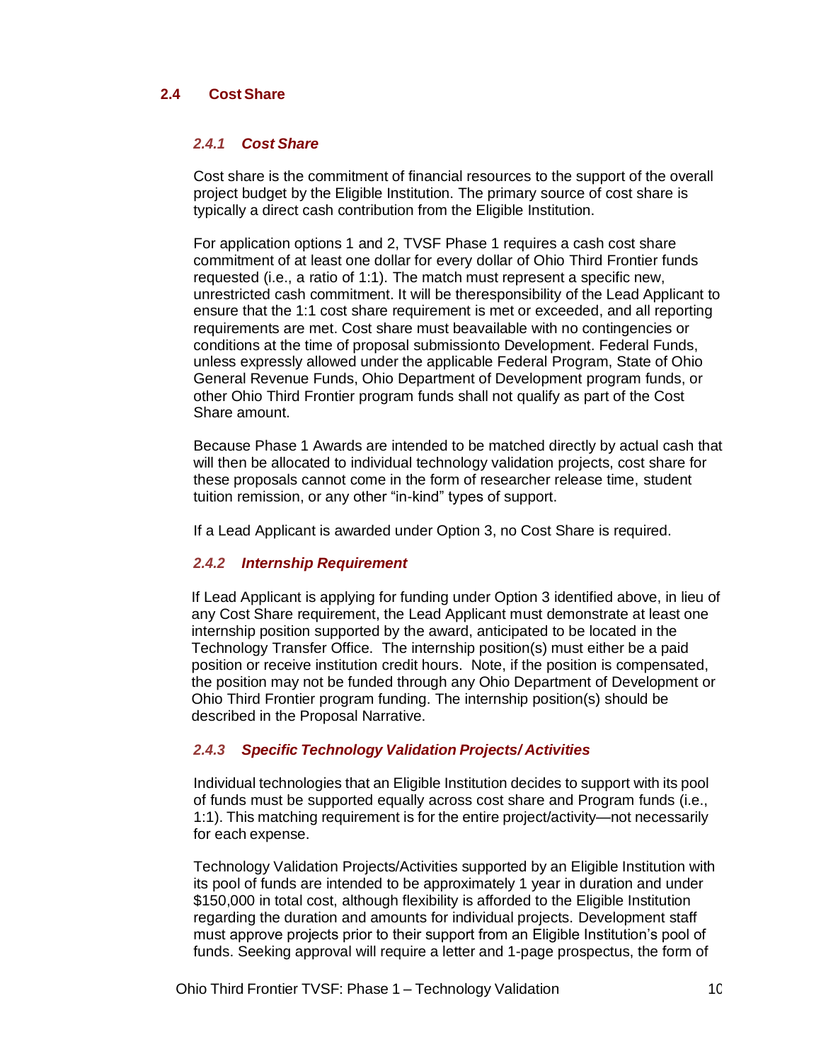## 2.4 Cost Share

### *2.4.1 Cost Share*

Cost share is the commitment of financial resources to the support of the overall project budget by the Eligible Institution. The primary source of cost share is typically a direct cash contribution from the Eligible Institution.

For application options 1 and 2, TVSF Phase 1 requires a cash cost share commitment of at least one dollar for every dollar of Ohio Third Frontier funds requested (i.e., a ratio of 1:1). The match must represent a specific new, unrestricted cash commitment. It will be theresponsibility of the Lead Applicant to ensure that the 1:1 cost share requirement is met or exceeded, and all reporting requirements are met. Cost share must beavailable with no contingencies or conditions at the time of proposal submissionto Development. Federal Funds, unless expressly allowed under the applicable Federal Program, State of Ohio General Revenue Funds, Ohio Department of Development program funds, or other Ohio Third Frontier program funds shall not qualify as part of the Cost Share amount.

Because Phase 1 Awards are intended to be matched directly by actual cash that will then be allocated to individual technology validation projects, cost share for these proposals cannot come in the form of researcher release time, student tuition remission, or any other "in-kind" types of support.

If a Lead Applicant is awarded under Option 3, no Cost Share is required.

### *2.4.2 Internship Requirement*

If Lead Applicant is applying for funding under Option 3 identified above, in lieu of any Cost Share requirement, the Lead Applicant must demonstrate at least one internship position supported by the award, anticipated to be located in the Technology Transfer Office. The internship position(s) must either be a paid position or receive institution credit hours. Note, if the position is compensated, the position may not be funded through any Ohio Department of Development or Ohio Third Frontier program funding. The internship position(s) should be described in the Proposal Narrative.

### *2.4.3 Specific Technology Validation Projects/ Activities*

Individual technologies that an Eligible Institution decides to support with its pool of funds must be supported equally across cost share and Program funds (i.e., 1:1). This matching requirement is for the entire project/activity—not necessarily for each expense.

Technology Validation Projects/Activities supported by an Eligible Institution with its pool of funds are intended to be approximately 1 year in duration and under $150,000 in total cost, although flexibility is afforded to the Eligible Institution regarding the duration and amounts for individual projects. Development staff must approve projects prior to their support from an Eligible Institution's pool of funds. Seeking approval will require a letter and 1-page prospectus, the form of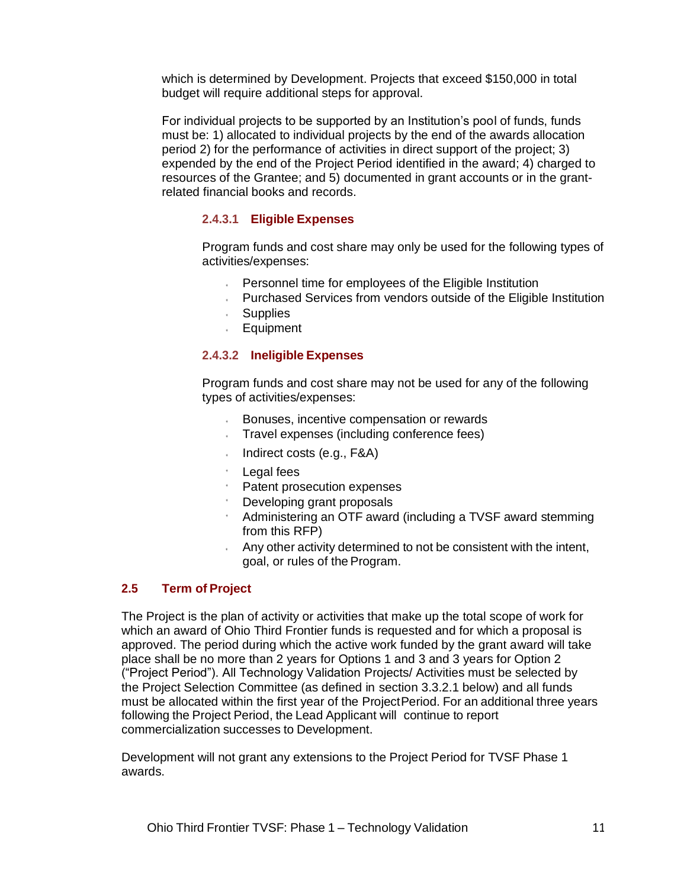which is determined by Development. Projects that exceed $150,000 in total budget will require additional steps for approval.

For individual projects to be supported by an Institution's pool of funds, funds must be: 1) allocated to individual projects by the end of the awards allocation period 2) for the performance of activities in direct support of the project; 3) expended by the end of the Project Period identified in the award; 4) charged to resources of the Grantee; and 5) documented in grant accounts or in the grant-related financial books and records.

#### 2.4.3.1 Eligible Expenses

Program funds and cost share may only be used for the following types of activities/expenses:

- Personnel time for employees of the Eligible Institution
- Purchased Services from vendors outside of the Eligible Institution
- Supplies
- Equipment

#### 2.4.3.2 Ineligible Expenses

Program funds and cost share may not be used for any of the following types of activities/expenses:

- Bonuses, incentive compensation or rewards
- Travel expenses (including conference fees)
- Indirect costs (e.g., F&A)
- Legal fees
- Patent prosecution expenses
- Developing grant proposals
- Administering an OTF award (including a TVSF award stemming from this RFP)
- Any other activity determined to not be consistent with the intent, goal, or rules of the Program.

### 2.5 Term of Project

The Project is the plan of activity or activities that make up the total scope of work for which an award of Ohio Third Frontier funds is requested and for which a proposal is approved. The period during which the active work funded by the grant award will take place shall be no more than 2 years for Options 1 and 3 and 3 years for Option 2 ("Project Period"). All Technology Validation Projects/ Activities must be selected by the Project Selection Committee (as defined in section 3.3.2.1 below) and all funds must be allocated within the first year of the Project Period. For an additional three years following the Project Period, the Lead Applicant will continue to report commercialization successes to Development.

Development will not grant any extensions to the Project Period for TVSF Phase 1 awards.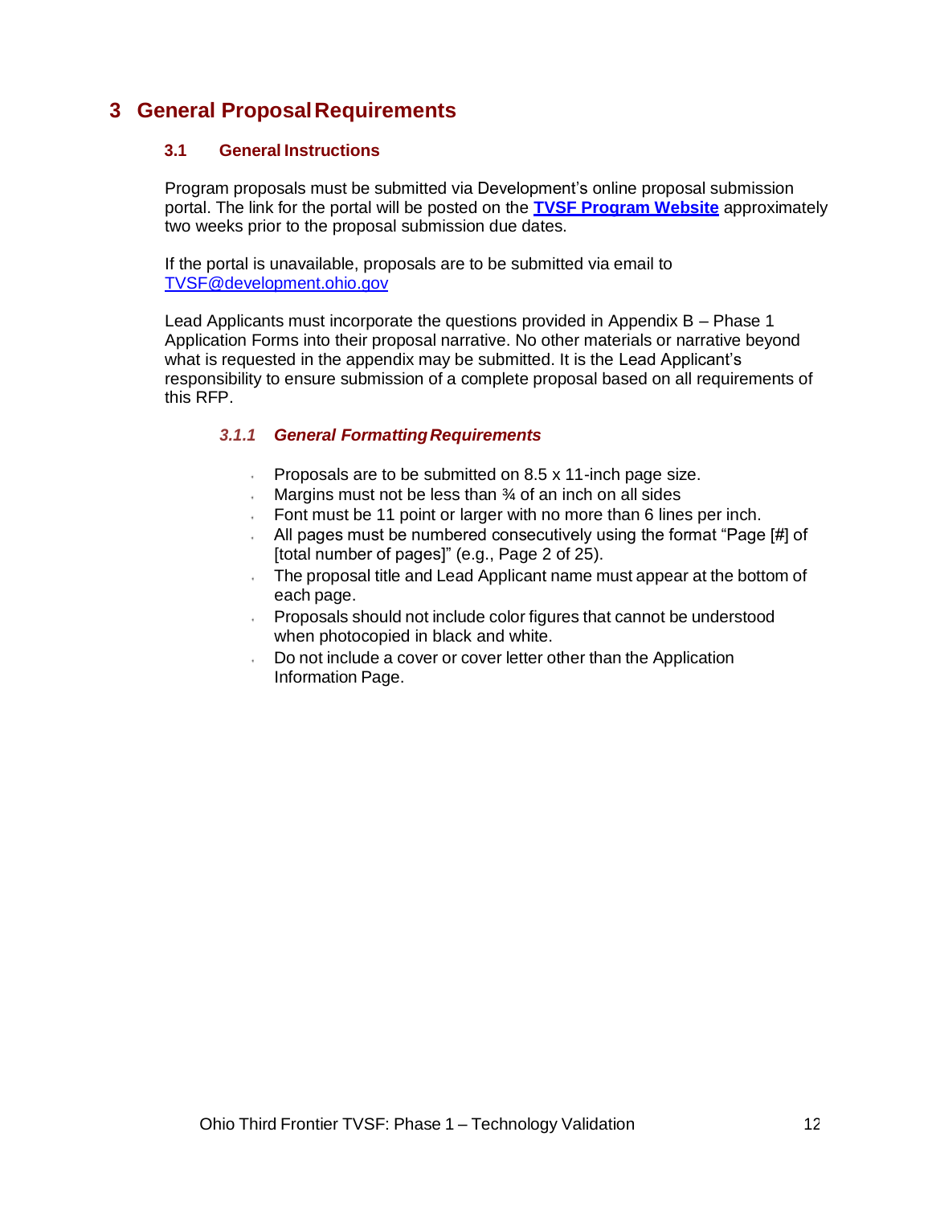# 3 General Proposal Requirements

## 3.1 General Instructions

Program proposals must be submitted via Development's online proposal submission portal. The link for the portal will be posted on the **[TVSF Program Website]()** approximately two weeks prior to the proposal submission due dates.

If the portal is unavailable, proposals are to be submitted via email to [TVSF@development.ohio.gov](mailto:TVSF@development.ohio.gov)

Lead Applicants must incorporate the questions provided in Appendix B – Phase 1 Application Forms into their proposal narrative. No other materials or narrative beyond what is requested in the appendix may be submitted. It is the Lead Applicant's responsibility to ensure submission of a complete proposal based on all requirements of this RFP.

### *3.1.1 General Formatting Requirements*

- Proposals are to be submitted on 8.5 x 11-inch page size.
- Margins must not be less than ¾ of an inch on all sides
- Font must be 11 point or larger with no more than 6 lines per inch.
- All pages must be numbered consecutively using the format "Page [#] of [total number of pages]" (e.g., Page 2 of 25).
- The proposal title and Lead Applicant name must appear at the bottom of each page.
- Proposals should not include color figures that cannot be understood when photocopied in black and white.
- Do not include a cover or cover letter other than the Application Information Page.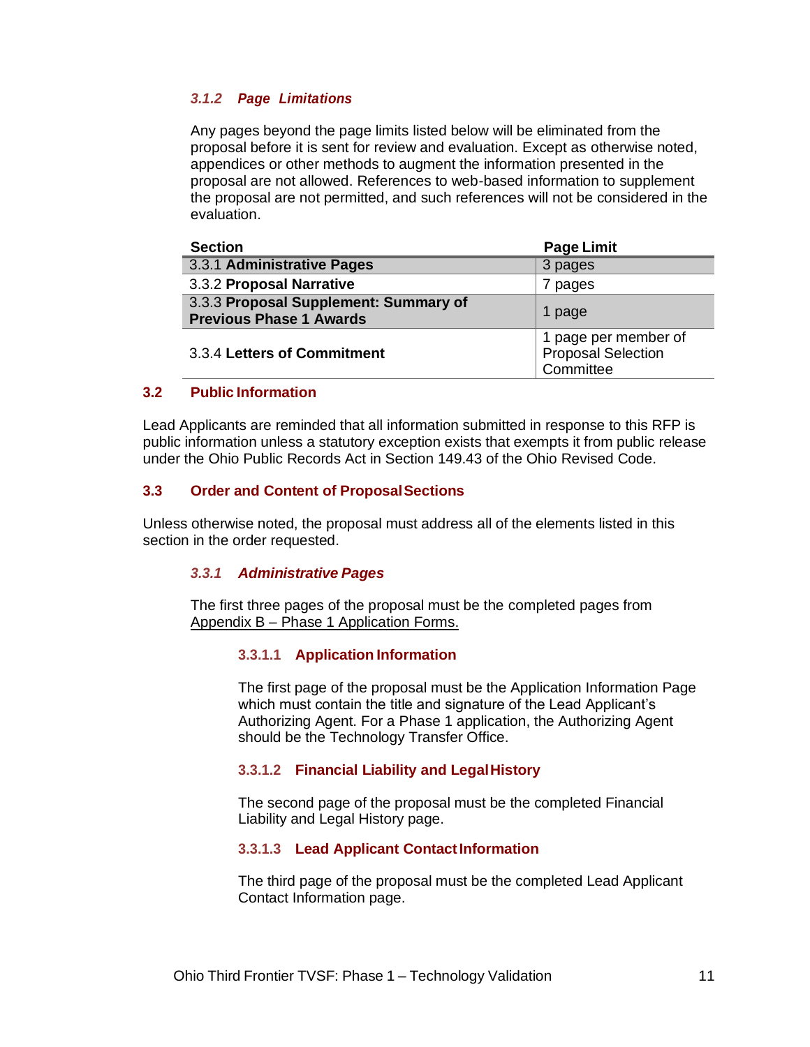#### *3.1.2 Page Limitations*

Any pages beyond the page limits listed below will be eliminated from the proposal before it is sent for review and evaluation. Except as otherwise noted, appendices or other methods to augment the information presented in the proposal are not allowed. References to web-based information to supplement the proposal are not permitted, and such references will not be considered in the evaluation.

| Section | Page Limit |
| --- | --- |
| 3.3.1 **Administrative Pages** | 3 pages |
| 3.3.2 **Proposal Narrative** | 7 pages |
| 3.3.3 **Proposal Supplement: Summary of Previous Phase 1 Awards** | 1 page |
| 3.3.4 **Letters of Commitment** | 1 page per member of Proposal Selection Committee |

## 3.2 Public Information

Lead Applicants are reminded that all information submitted in response to this RFP is public information unless a statutory exception exists that exempts it from public release under the Ohio Public Records Act in Section 149.43 of the Ohio Revised Code.

## 3.3 Order and Content of Proposal Sections

Unless otherwise noted, the proposal must address all of the elements listed in this section in the order requested.

### *3.3.1 Administrative Pages*

The first three pages of the proposal must be the completed pages from Appendix B – Phase 1 Application Forms.

#### 3.3.1.1 Application Information

The first page of the proposal must be the Application Information Page which must contain the title and signature of the Lead Applicant's Authorizing Agent. For a Phase 1 application, the Authorizing Agent should be the Technology Transfer Office.

#### 3.3.1.2 Financial Liability and Legal History

The second page of the proposal must be the completed Financial Liability and Legal History page.

#### 3.3.1.3 Lead Applicant Contact Information

The third page of the proposal must be the completed Lead Applicant Contact Information page.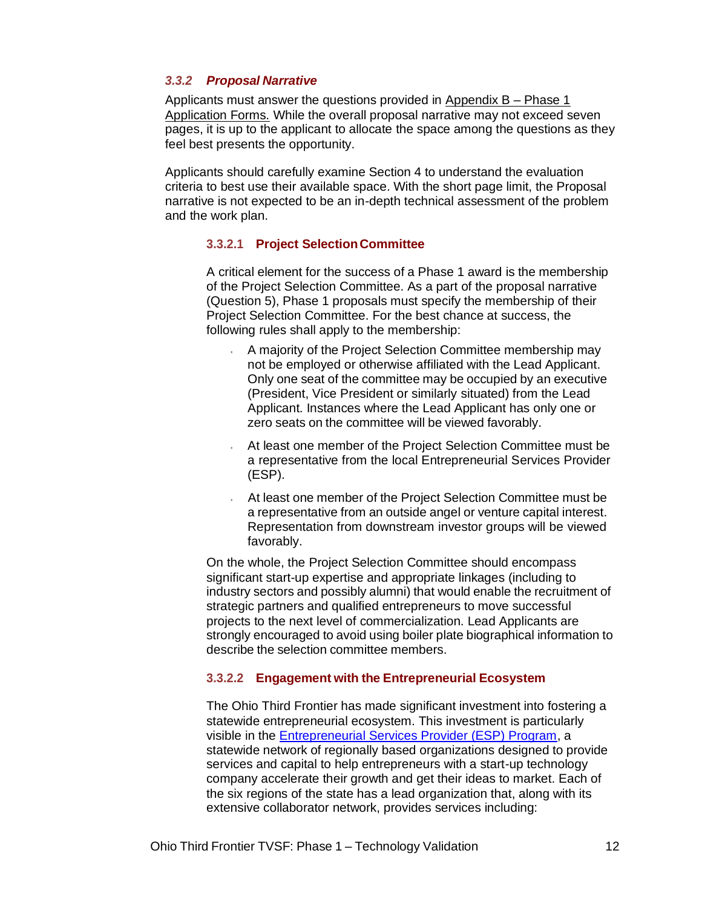### *3.3.2 Proposal Narrative*

Applicants must answer the questions provided in Appendix B – Phase 1 Application Forms. While the overall proposal narrative may not exceed seven pages, it is up to the applicant to allocate the space among the questions as they feel best presents the opportunity.

Applicants should carefully examine Section 4 to understand the evaluation criteria to best use their available space. With the short page limit, the Proposal narrative is not expected to be an in-depth technical assessment of the problem and the work plan.

#### 3.3.2.1 Project Selection Committee

A critical element for the success of a Phase 1 award is the membership of the Project Selection Committee. As a part of the proposal narrative (Question 5), Phase 1 proposals must specify the membership of their Project Selection Committee. For the best chance at success, the following rules shall apply to the membership:

- A majority of the Project Selection Committee membership may not be employed or otherwise affiliated with the Lead Applicant. Only one seat of the committee may be occupied by an executive (President, Vice President or similarly situated) from the Lead Applicant. Instances where the Lead Applicant has only one or zero seats on the committee will be viewed favorably.
- At least one member of the Project Selection Committee must be a representative from the local Entrepreneurial Services Provider (ESP).
- At least one member of the Project Selection Committee must be a representative from an outside angel or venture capital interest. Representation from downstream investor groups will be viewed favorably.

On the whole, the Project Selection Committee should encompass significant start-up expertise and appropriate linkages (including to industry sectors and possibly alumni) that would enable the recruitment of strategic partners and qualified entrepreneurs to move successful projects to the next level of commercialization. Lead Applicants are strongly encouraged to avoid using boiler plate biographical information to describe the selection committee members.

#### 3.3.2.2 Engagement with the Entrepreneurial Ecosystem

The Ohio Third Frontier has made significant investment into fostering a statewide entrepreneurial ecosystem. This investment is particularly visible in the Entrepreneurial Services Provider (ESP) Program, a statewide network of regionally based organizations designed to provide services and capital to help entrepreneurs with a start-up technology company accelerate their growth and get their ideas to market. Each of the six regions of the state has a lead organization that, along with its extensive collaborator network, provides services including: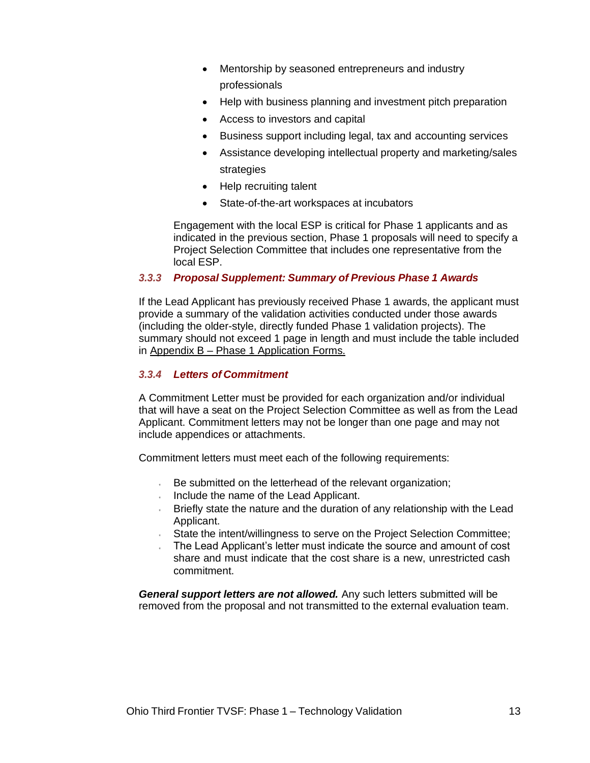- Mentorship by seasoned entrepreneurs and industry professionals
- Help with business planning and investment pitch preparation
- Access to investors and capital
- Business support including legal, tax and accounting services
- Assistance developing intellectual property and marketing/sales strategies
- Help recruiting talent
- State-of-the-art workspaces at incubators

Engagement with the local ESP is critical for Phase 1 applicants and as indicated in the previous section, Phase 1 proposals will need to specify a Project Selection Committee that includes one representative from the local ESP.

### *3.3.3 Proposal Supplement: Summary of Previous Phase 1 Awards*

If the Lead Applicant has previously received Phase 1 awards, the applicant must provide a summary of the validation activities conducted under those awards (including the older-style, directly funded Phase 1 validation projects). The summary should not exceed 1 page in length and must include the table included in Appendix B – Phase 1 Application Forms.

### *3.3.4 Letters of Commitment*

A Commitment Letter must be provided for each organization and/or individual that will have a seat on the Project Selection Committee as well as from the Lead Applicant. Commitment letters may not be longer than one page and may not include appendices or attachments.

Commitment letters must meet each of the following requirements:

- Be submitted on the letterhead of the relevant organization;
- Include the name of the Lead Applicant.
- Briefly state the nature and the duration of any relationship with the Lead Applicant.
- State the intent/willingness to serve on the Project Selection Committee;
- The Lead Applicant's letter must indicate the source and amount of cost share and must indicate that the cost share is a new, unrestricted cash commitment.

***General support letters are not allowed.*** Any such letters submitted will be removed from the proposal and not transmitted to the external evaluation team.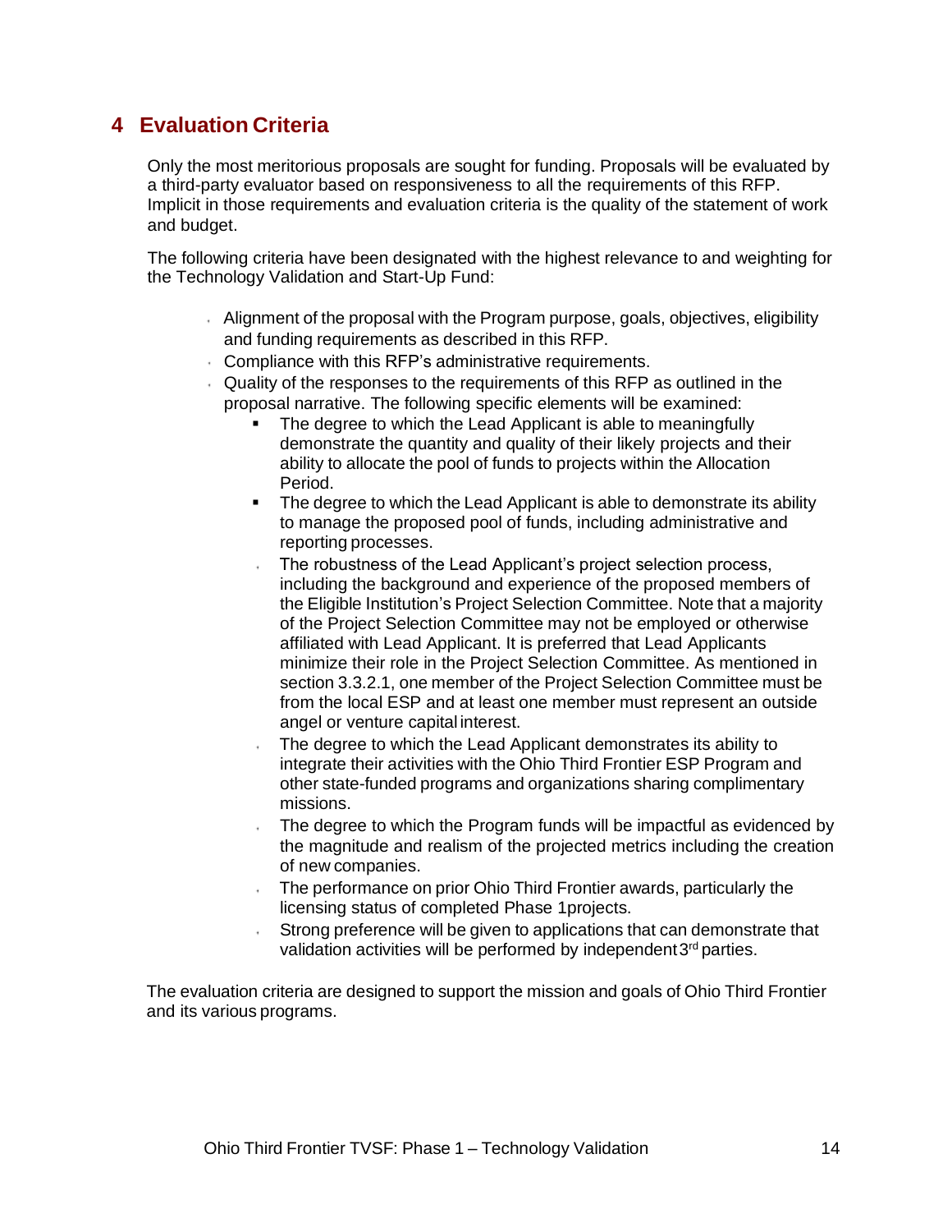## 4 Evaluation Criteria

Only the most meritorious proposals are sought for funding. Proposals will be evaluated by a third-party evaluator based on responsiveness to all the requirements of this RFP. Implicit in those requirements and evaluation criteria is the quality of the statement of work and budget.

The following criteria have been designated with the highest relevance to and weighting for the Technology Validation and Start-Up Fund:

- Alignment of the proposal with the Program purpose, goals, objectives, eligibility and funding requirements as described in this RFP.
- Compliance with this RFP's administrative requirements.
- Quality of the responses to the requirements of this RFP as outlined in the proposal narrative. The following specific elements will be examined:
  - The degree to which the Lead Applicant is able to meaningfully demonstrate the quantity and quality of their likely projects and their ability to allocate the pool of funds to projects within the Allocation Period.
  - The degree to which the Lead Applicant is able to demonstrate its ability to manage the proposed pool of funds, including administrative and reporting processes.
  - The robustness of the Lead Applicant's project selection process, including the background and experience of the proposed members of the Eligible Institution's Project Selection Committee. Note that a majority of the Project Selection Committee may not be employed or otherwise affiliated with Lead Applicant. It is preferred that Lead Applicants minimize their role in the Project Selection Committee. As mentioned in section 3.3.2.1, one member of the Project Selection Committee must be from the local ESP and at least one member must represent an outside angel or venture capital interest.
  - The degree to which the Lead Applicant demonstrates its ability to integrate their activities with the Ohio Third Frontier ESP Program and other state-funded programs and organizations sharing complimentary missions.
  - The degree to which the Program funds will be impactful as evidenced by the magnitude and realism of the projected metrics including the creation of new companies.
  - The performance on prior Ohio Third Frontier awards, particularly the licensing status of completed Phase 1projects.
  - Strong preference will be given to applications that can demonstrate that validation activities will be performed by independent 3rd parties.

The evaluation criteria are designed to support the mission and goals of Ohio Third Frontier and its various programs.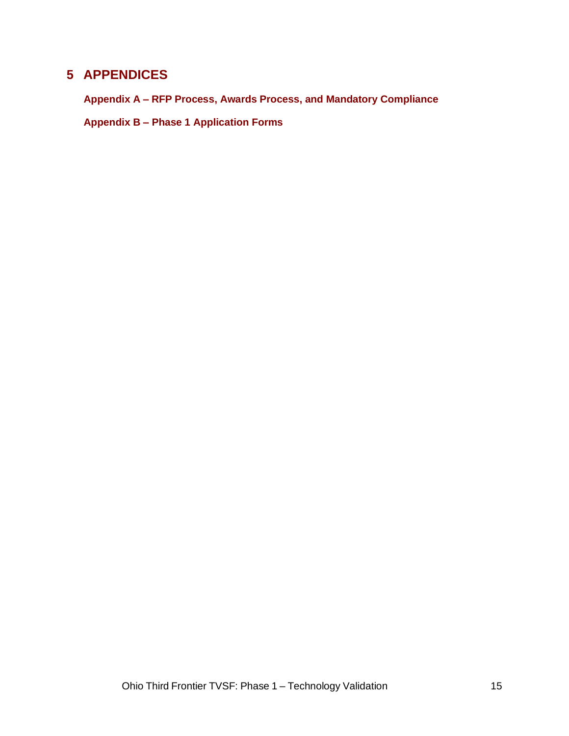# 5 APPENDICES

**Appendix A – RFP Process, Awards Process, and Mandatory Compliance**

**Appendix B – Phase 1 Application Forms**